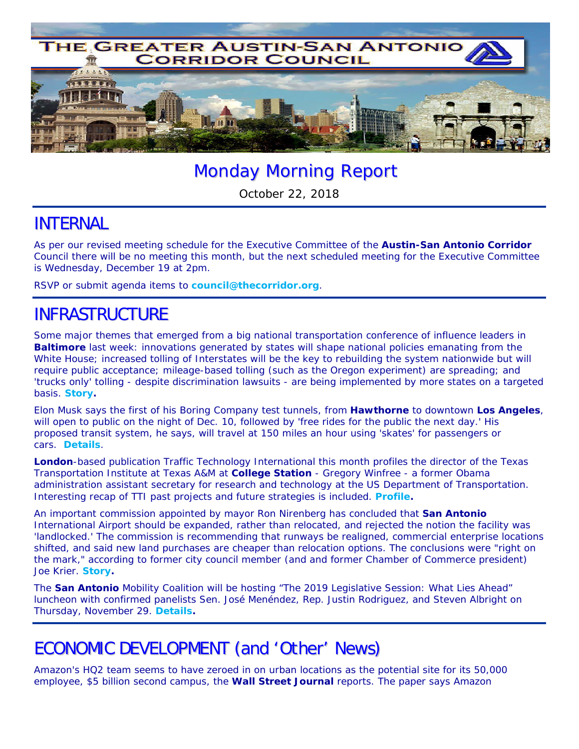# THE GREATER AUSTIN-SAN ANTONIO CORRIDOR COUNCIL

## Monday Morning Report

October 22, 2018

## INTERNAL

As per our revised meeting schedule for the Executive Committee of the **Austin-San Antonio Corridor** Council there will be no meeting this month, but the next scheduled meeting for the Executive Committee is Wednesday, December 19 at 2pm.

RSVP or submit agenda items to **council@thecorridor.org**.

## INFRASTRUCTURE

Some major themes that emerged from a big national transportation conference of influence leaders in **Baltimore** last week: innovations generated by states will shape national policies emanating from the White House; increased tolling of Interstates will be the key to rebuilding the system nationwide but will require public acceptance; mileage-based tolling (such as the Oregon experiment) are spreading; and 'trucks only' tolling - despite discrimination lawsuits - are being implemented by more states on a targeted basis. **Story.**

Elon Musk says the first of his Boring Company test tunnels, from **Hawthorne** to downtown **Los Angeles**, will open to public on the night of Dec. 10, followed by 'free rides for the public the next day.' His proposed transit system, he says, will travel at 150 miles an hour using 'skates' for passengers or cars. **Details**.

**London**-based publication Traffic Technology International this month profiles the director of the Texas Transportation Institute at Texas A&M at **College Station** - Gregory Winfree - a former Obama administration assistant secretary for research and technology at the US Department of Transportation. Interesting recap of TTI past projects and future strategies is included. **Profile.**

An important commission appointed by mayor Ron Nirenberg has concluded that **San Antonio** International Airport should be expanded, rather than relocated, and rejected the notion the facility was 'landlocked.' The commission is recommending that runways be realigned, commercial enterprise locations shifted, and said new land purchases are cheaper than relocation options. The conclusions were "right on the mark," according to former city council member (and and former Chamber of Commerce president) Joe Krier. **Story.**

The **San Antonio** Mobility Coalition will be hosting "The 2019 Legislative Session: What Lies Ahead" luncheon with confirmed panelists Sen. José Menéndez, Rep. Justin Rodriguez, and Steven Albright on Thursday, November 29. **Details.**

## ECONOMIC DEVELOPMENT (and 'Other' News)

Amazon's HQ2 team seems to have zeroed in on urban locations as the potential site for its 50,000 employee, $5 billion second campus, the **Wall Street Journal** reports. The paper says Amazon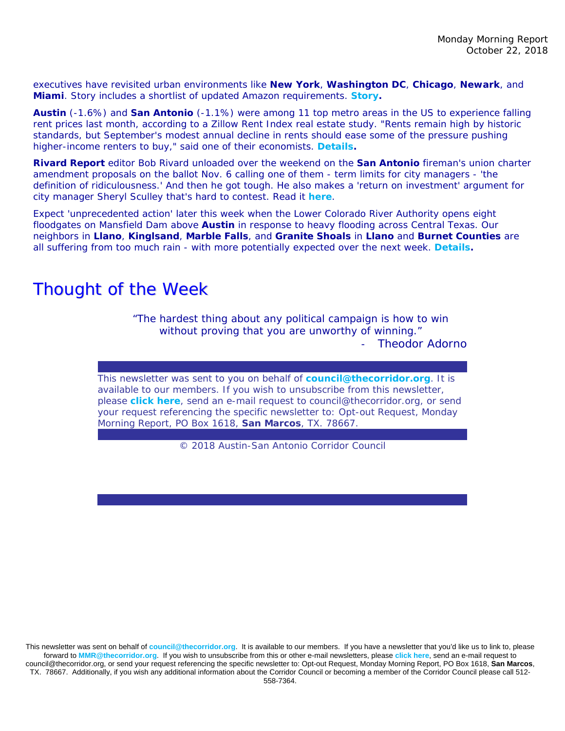executives have revisited urban environments like **New York**, **Washington DC**, **Chicago**, **Newark**, and **Miami**. Story includes a shortlist of updated Amazon requirements. **Story.**

**Austin** (-1.6%) and **San Antonio** (-1.1%) were among 11 top metro areas in the US to experience falling rent prices last month, according to a Zillow Rent Index real estate study. "Rents remain high by historic standards, but September's modest annual decline in rents should ease some of the pressure pushing higher-income renters to buy," said one of their economists. **Details.**

**Rivard Report** editor Bob Rivard unloaded over the weekend on the **San Antonio** fireman's union charter amendment proposals on the ballot Nov. 6 calling one of them - term limits for city managers - 'the definition of ridiculousness.' And then he got tough. He also makes a 'return on investment' argument for city manager Sheryl Sculley that's hard to contest. Read it **here**.

Expect 'unprecedented action' later this week when the Lower Colorado River Authority opens eight floodgates on Mansfield Dam above **Austin** in response to heavy flooding across Central Texas. Our neighbors in **Llano**, **Kinglsand**, **Marble Falls**, and **Granite Shoals** in **Llano** and **Burnet Counties** are all suffering from too much rain - with more potentially expected over the next week. **Details.**

# Thought of the Week

"The hardest thing about any political campaign is how to win without proving that you are unworthy of winning."

\- Theodor Adorno

This newsletter was sent to you on behalf of **council@thecorridor.org**. It is available to our members. If you wish to unsubscribe from this newsletter, please **click here**, send an e-mail request to council@thecorridor.org, or send your request referencing the specific newsletter to: Opt-out Request, Monday Morning Report, PO Box 1618, **San Marcos**, TX. 78667.

© 2018 Austin-San Antonio Corridor Council

This newsletter was sent on behalf of **council@thecorridor.org**. It is available to our members. If you have a newsletter that you'd like us to link to, please forward to **MMR@thecorridor.org**. If you wish to unsubscribe from this or other e-mail newsletters, please **click here**, send an e-mail request to council@thecorridor.org, or send your request referencing the specific newsletter to: Opt-out Request, Monday Morning Report, PO Box 1618, **San Marcos**, TX. 78667. Additionally, if you wish any additional information about the Corridor Council or becoming a member of the Corridor Council please call 512-558-7364.